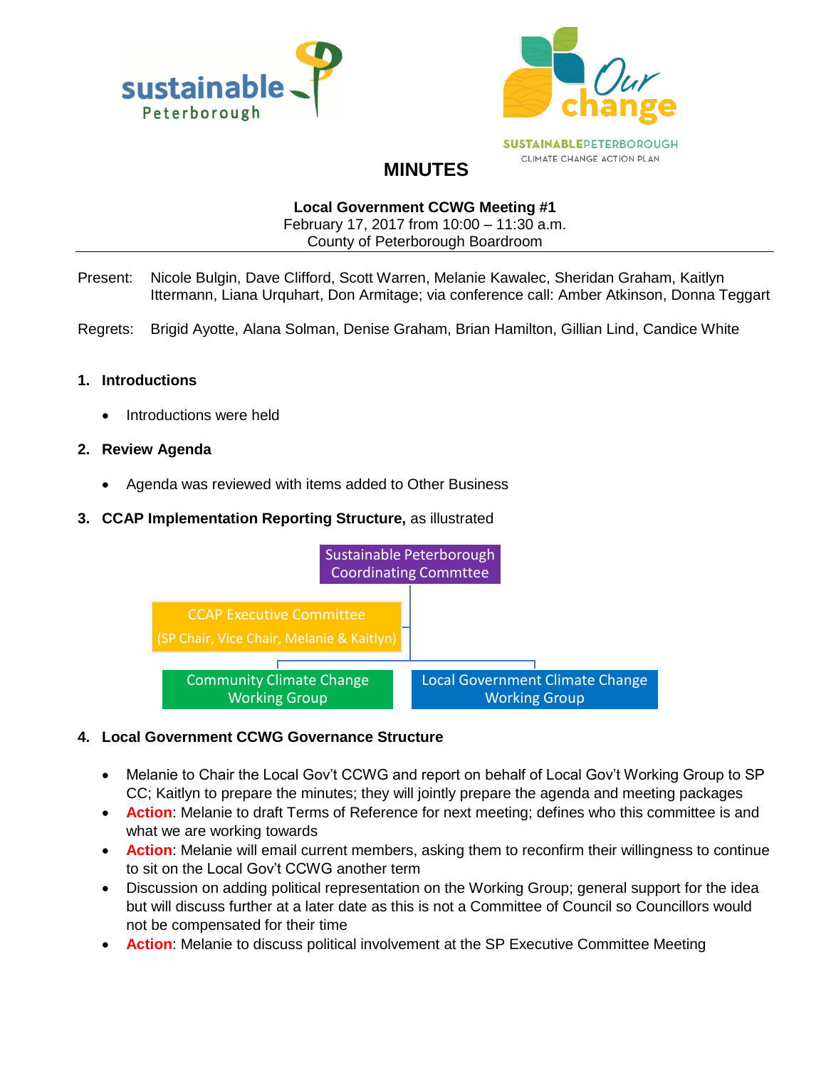# MINUTES

**Local Government CCWG Meeting #1**
February 17, 2017 from 10:00 – 11:30 a.m.
County of Peterborough Boardroom

---

Present: Nicole Bulgin, Dave Clifford, Scott Warren, Melanie Kawalec, Sheridan Graham, Kaitlyn Ittermann, Liana Urquhart, Don Armitage; via conference call: Amber Atkinson, Donna Teggart

Regrets: Brigid Ayotte, Alana Solman, Denise Graham, Brian Hamilton, Gillian Lind, Candice White

## 1. Introductions

- Introductions were held

## 2. Review Agenda

- Agenda was reviewed with items added to Other Business

## 3. CCAP Implementation Reporting Structure, as illustrated

Sustainable Peterborough Coordinating Commttee

CCAP Executive Committee (SP Chair, Vice Chair, Melanie & Kaitlyn)

Community Climate Change Working Group

Local Government Climate Change Working Group

## 4. Local Government CCWG Governance Structure

- Melanie to Chair the Local Gov't CCWG and report on behalf of Local Gov't Working Group to SP CC; Kaitlyn to prepare the minutes; they will jointly prepare the agenda and meeting packages
- **Action**: Melanie to draft Terms of Reference for next meeting; defines who this committee is and what we are working towards
- **Action**: Melanie will email current members, asking them to reconfirm their willingness to continue to sit on the Local Gov't CCWG another term
- Discussion on adding political representation on the Working Group; general support for the idea but will discuss further at a later date as this is not a Committee of Council so Councillors would not be compensated for their time
- **Action**: Melanie to discuss political involvement at the SP Executive Committee Meeting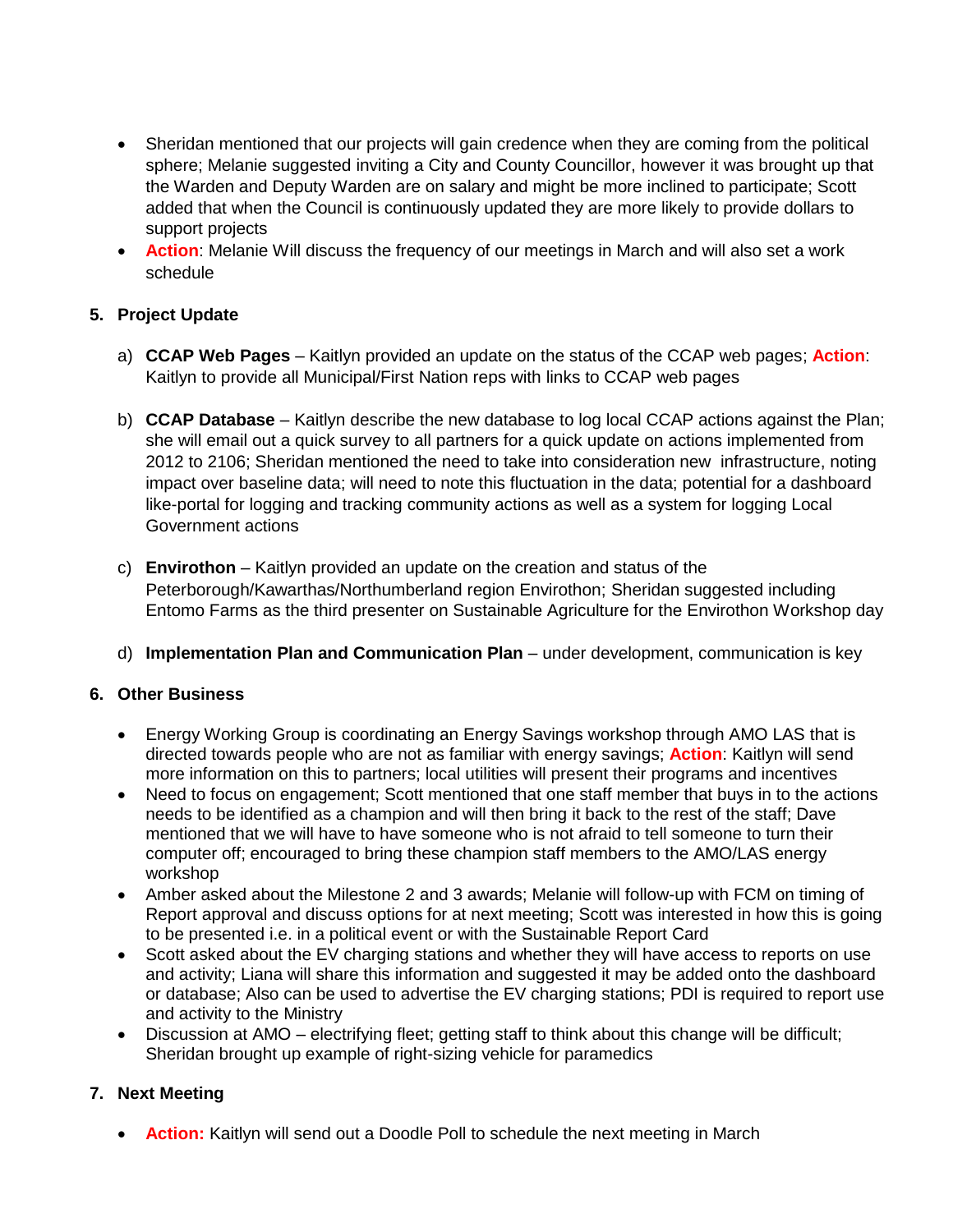- Sheridan mentioned that our projects will gain credence when they are coming from the political sphere; Melanie suggested inviting a City and County Councillor, however it was brought up that the Warden and Deputy Warden are on salary and might be more inclined to participate; Scott added that when the Council is continuously updated they are more likely to provide dollars to support projects
- **Action**: Melanie Will discuss the frequency of our meetings in March and will also set a work schedule

## 5. Project Update

a) **CCAP Web Pages** – Kaitlyn provided an update on the status of the CCAP web pages; **Action**: Kaitlyn to provide all Municipal/First Nation reps with links to CCAP web pages

b) **CCAP Database** – Kaitlyn describe the new database to log local CCAP actions against the Plan; she will email out a quick survey to all partners for a quick update on actions implemented from 2012 to 2106; Sheridan mentioned the need to take into consideration new infrastructure, noting impact over baseline data; will need to note this fluctuation in the data; potential for a dashboard like-portal for logging and tracking community actions as well as a system for logging Local Government actions

c) **Envirothon** – Kaitlyn provided an update on the creation and status of the Peterborough/Kawarthas/Northumberland region Envirothon; Sheridan suggested including Entomo Farms as the third presenter on Sustainable Agriculture for the Envirothon Workshop day

d) **Implementation Plan and Communication Plan** – under development, communication is key

## 6. Other Business

- Energy Working Group is coordinating an Energy Savings workshop through AMO LAS that is directed towards people who are not as familiar with energy savings; **Action**: Kaitlyn will send more information on this to partners; local utilities will present their programs and incentives
- Need to focus on engagement; Scott mentioned that one staff member that buys in to the actions needs to be identified as a champion and will then bring it back to the rest of the staff; Dave mentioned that we will have to have someone who is not afraid to tell someone to turn their computer off; encouraged to bring these champion staff members to the AMO/LAS energy workshop
- Amber asked about the Milestone 2 and 3 awards; Melanie will follow-up with FCM on timing of Report approval and discuss options for at next meeting; Scott was interested in how this is going to be presented i.e. in a political event or with the Sustainable Report Card
- Scott asked about the EV charging stations and whether they will have access to reports on use and activity; Liana will share this information and suggested it may be added onto the dashboard or database; Also can be used to advertise the EV charging stations; PDI is required to report use and activity to the Ministry
- Discussion at AMO – electrifying fleet; getting staff to think about this change will be difficult; Sheridan brought up example of right-sizing vehicle for paramedics

## 7. Next Meeting

- **Action:** Kaitlyn will send out a Doodle Poll to schedule the next meeting in March